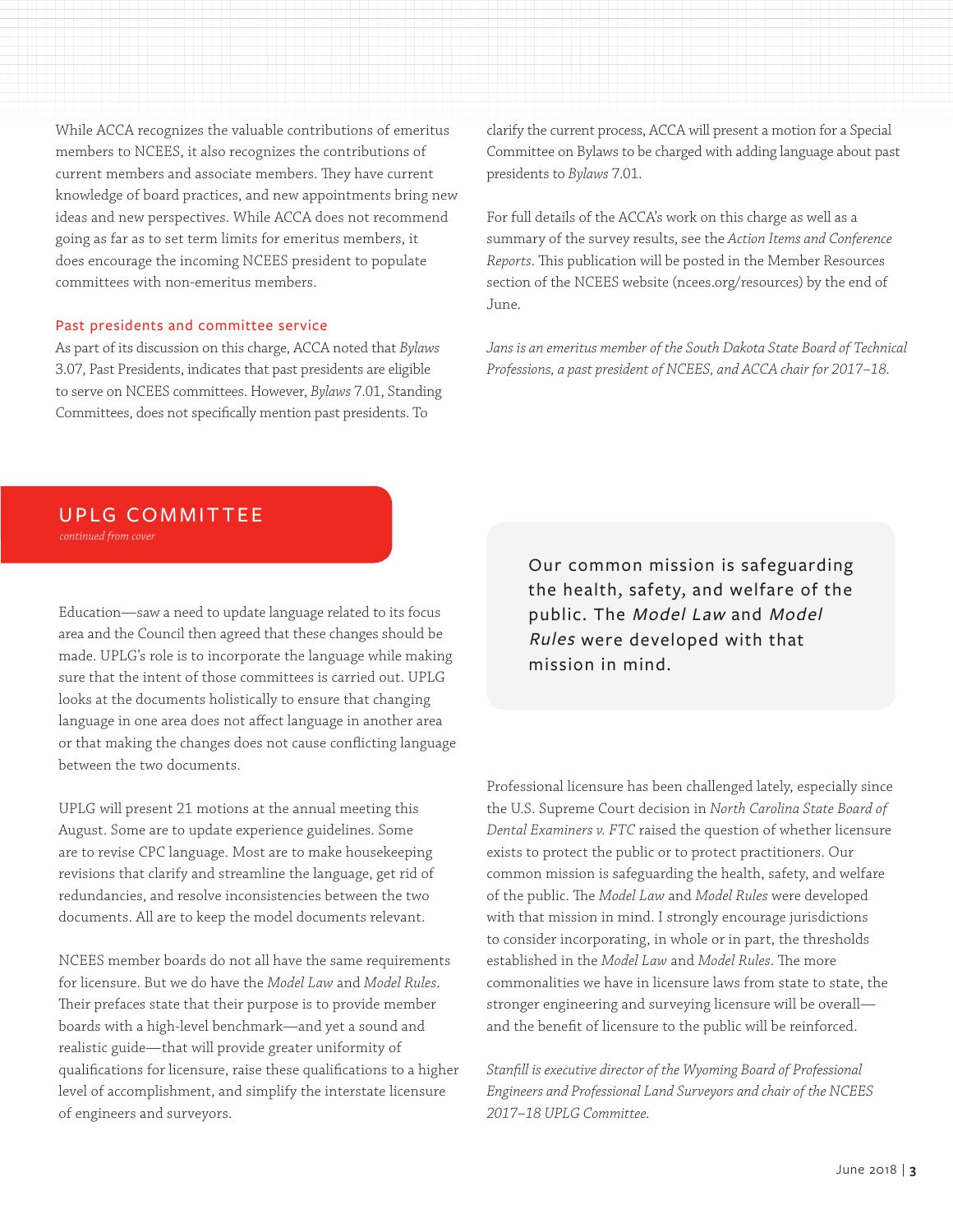While ACCA recognizes the valuable contributions of emeritus members to NCEES, it also recognizes the contributions of current members and associate members. They have current knowledge of board practices, and new appointments bring new ideas and new perspectives. While ACCA does not recommend going as far as to set term limits for emeritus members, it does encourage the incoming NCEES president to populate committees with non-emeritus members.

### Past presidents and committee service

As part of its discussion on this charge, ACCA noted that *Bylaws* 3.07, Past Presidents, indicates that past presidents are eligible to serve on NCEES committees. However, *Bylaws* 7.01, Standing Committees, does not specifically mention past presidents. To clarify the current process, ACCA will present a motion for a Special Committee on Bylaws to be charged with adding language about past presidents to *Bylaws* 7.01.

For full details of the ACCA's work on this charge as well as a summary of the survey results, see the *Action Items and Conference Reports*. This publication will be posted in the Member Resources section of the NCEES website (ncees.org/resources) by the end of June.

*Jans is an emeritus member of the South Dakota State Board of Technical Professions, a past president of NCEES, and ACCA chair for 2017–18.*

## UPLG COMMITTEE

*continued from cover*

Education—saw a need to update language related to its focus area and the Council then agreed that these changes should be made. UPLG's role is to incorporate the language while making sure that the intent of those committees is carried out. UPLG looks at the documents holistically to ensure that changing language in one area does not affect language in another area or that making the changes does not cause conflicting language between the two documents.

UPLG will present 21 motions at the annual meeting this August. Some are to update experience guidelines. Some are to revise CPC language. Most are to make housekeeping revisions that clarify and streamline the language, get rid of redundancies, and resolve inconsistencies between the two documents. All are to keep the model documents relevant.

NCEES member boards do not all have the same requirements for licensure. But we do have the *Model Law* and *Model Rules*. Their prefaces state that their purpose is to provide member boards with a high-level benchmark—and yet a sound and realistic guide—that will provide greater uniformity of qualifications for licensure, raise these qualifications to a higher level of accomplishment, and simplify the interstate licensure of engineers and surveyors.

> Our common mission is safeguarding the health, safety, and welfare of the public. The *Model Law* and *Model Rules* were developed with that mission in mind.

Professional licensure has been challenged lately, especially since the U.S. Supreme Court decision in *North Carolina State Board of Dental Examiners v. FTC* raised the question of whether licensure exists to protect the public or to protect practitioners. Our common mission is safeguarding the health, safety, and welfare of the public. The *Model Law* and *Model Rules* were developed with that mission in mind. I strongly encourage jurisdictions to consider incorporating, in whole or in part, the thresholds established in the *Model Law* and *Model Rules*. The more commonalities we have in licensure laws from state to state, the stronger engineering and surveying licensure will be overall—and the benefit of licensure to the public will be reinforced.

*Stanfill is executive director of the Wyoming Board of Professional Engineers and Professional Land Surveyors and chair of the NCEES 2017–18 UPLG Committee.*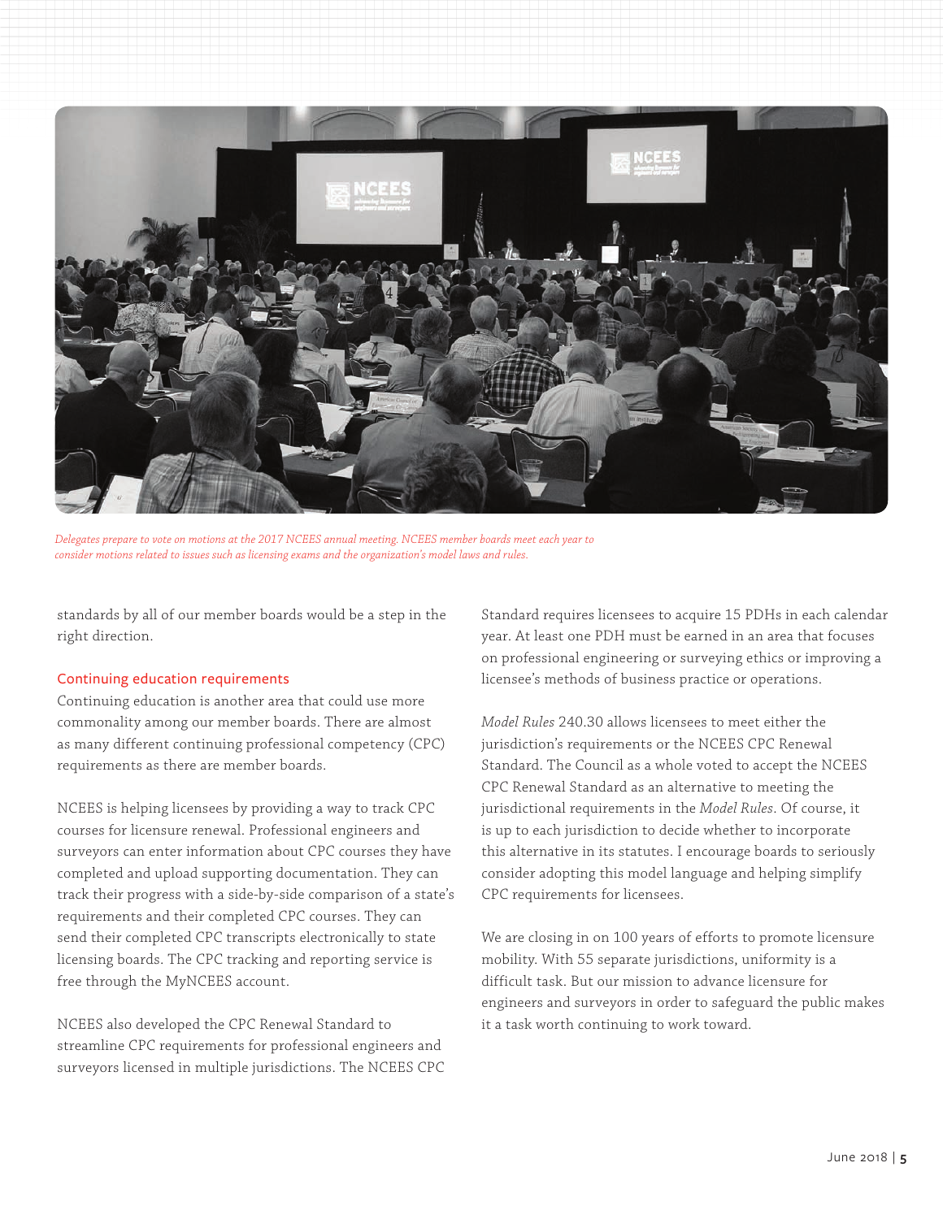*Delegates prepare to vote on motions at the 2017 NCEES annual meeting. NCEES member boards meet each year to consider motions related to issues such as licensing exams and the organization's model laws and rules.*

standards by all of our member boards would be a step in the right direction.

## Continuing education requirements

Continuing education is another area that could use more commonality among our member boards. There are almost as many different continuing professional competency (CPC) requirements as there are member boards.

NCEES is helping licensees by providing a way to track CPC courses for licensure renewal. Professional engineers and surveyors can enter information about CPC courses they have completed and upload supporting documentation. They can track their progress with a side-by-side comparison of a state's requirements and their completed CPC courses. They can send their completed CPC transcripts electronically to state licensing boards. The CPC tracking and reporting service is free through the MyNCEES account.

NCEES also developed the CPC Renewal Standard to streamline CPC requirements for professional engineers and surveyors licensed in multiple jurisdictions. The NCEES CPC Standard requires licensees to acquire 15 PDHs in each calendar year. At least one PDH must be earned in an area that focuses on professional engineering or surveying ethics or improving a licensee's methods of business practice or operations.

*Model Rules* 240.30 allows licensees to meet either the jurisdiction's requirements or the NCEES CPC Renewal Standard. The Council as a whole voted to accept the NCEES CPC Renewal Standard as an alternative to meeting the jurisdictional requirements in the *Model Rules*. Of course, it is up to each jurisdiction to decide whether to incorporate this alternative in its statutes. I encourage boards to seriously consider adopting this model language and helping simplify CPC requirements for licensees.

We are closing in on 100 years of efforts to promote licensure mobility. With 55 separate jurisdictions, uniformity is a difficult task. But our mission to advance licensure for engineers and surveyors in order to safeguard the public makes it a task worth continuing to work toward.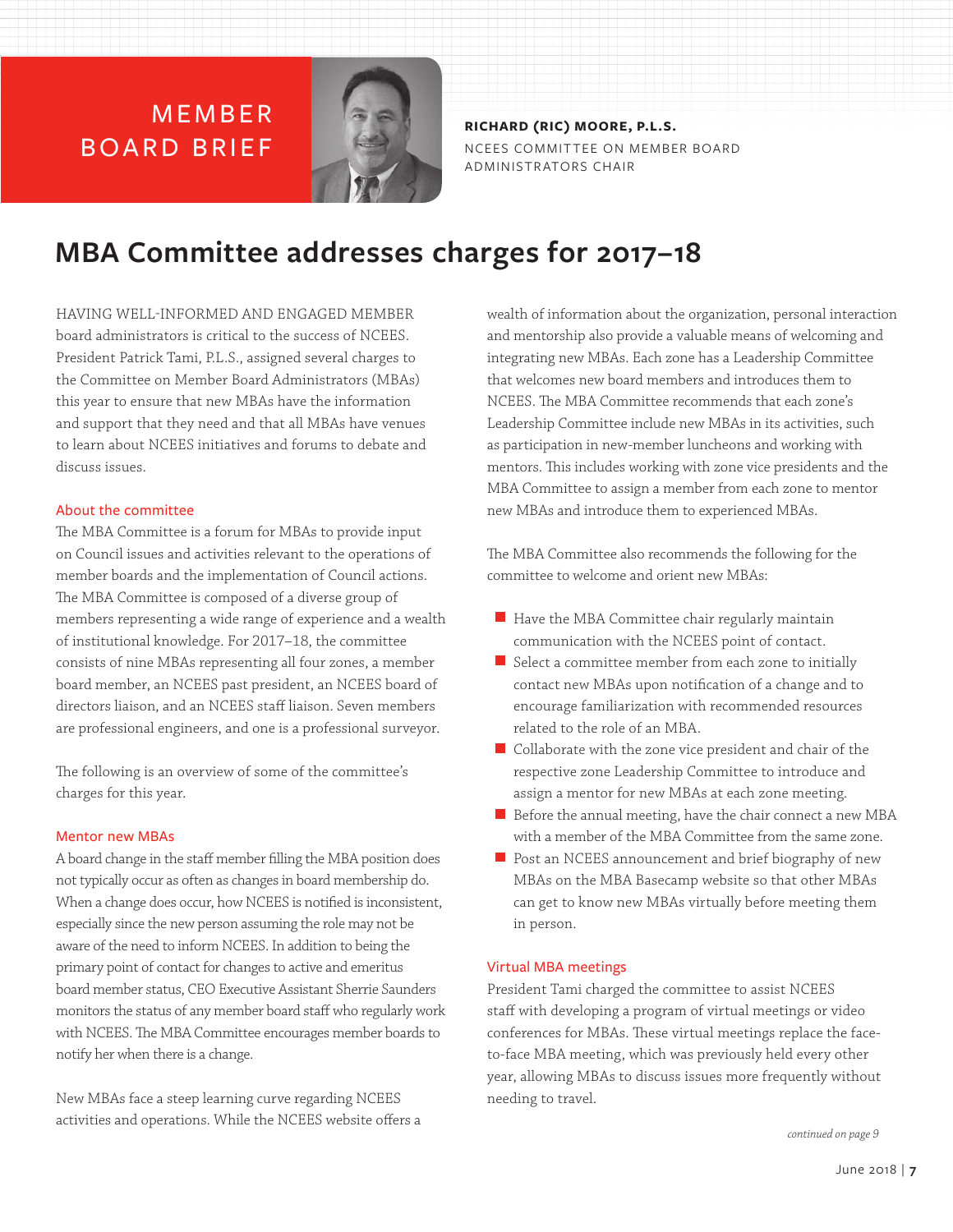MEMBER BOARD BRIEF

**RICHARD (RIC) MOORE, P.L.S.**
NCEES COMMITTEE ON MEMBER BOARD ADMINISTRATORS CHAIR

# MBA Committee addresses charges for 2017–18

HAVING WELL-INFORMED AND ENGAGED MEMBER board administrators is critical to the success of NCEES. President Patrick Tami, P.L.S., assigned several charges to the Committee on Member Board Administrators (MBAs) this year to ensure that new MBAs have the information and support that they need and that all MBAs have venues to learn about NCEES initiatives and forums to debate and discuss issues.

## About the committee

The MBA Committee is a forum for MBAs to provide input on Council issues and activities relevant to the operations of member boards and the implementation of Council actions. The MBA Committee is composed of a diverse group of members representing a wide range of experience and a wealth of institutional knowledge. For 2017–18, the committee consists of nine MBAs representing all four zones, a member board member, an NCEES past president, an NCEES board of directors liaison, and an NCEES staff liaison. Seven members are professional engineers, and one is a professional surveyor.

The following is an overview of some of the committee's charges for this year.

## Mentor new MBAs

A board change in the staff member filling the MBA position does not typically occur as often as changes in board membership do. When a change does occur, how NCEES is notified is inconsistent, especially since the new person assuming the role may not be aware of the need to inform NCEES. In addition to being the primary point of contact for changes to active and emeritus board member status, CEO Executive Assistant Sherrie Saunders monitors the status of any member board staff who regularly work with NCEES. The MBA Committee encourages member boards to notify her when there is a change.

New MBAs face a steep learning curve regarding NCEES activities and operations. While the NCEES website offers a wealth of information about the organization, personal interaction and mentorship also provide a valuable means of welcoming and integrating new MBAs. Each zone has a Leadership Committee that welcomes new board members and introduces them to NCEES. The MBA Committee recommends that each zone's Leadership Committee include new MBAs in its activities, such as participation in new-member luncheons and working with mentors. This includes working with zone vice presidents and the MBA Committee to assign a member from each zone to mentor new MBAs and introduce them to experienced MBAs.

The MBA Committee also recommends the following for the committee to welcome and orient new MBAs:

- Have the MBA Committee chair regularly maintain communication with the NCEES point of contact.
- Select a committee member from each zone to initially contact new MBAs upon notification of a change and to encourage familiarization with recommended resources related to the role of an MBA.
- Collaborate with the zone vice president and chair of the respective zone Leadership Committee to introduce and assign a mentor for new MBAs at each zone meeting.
- Before the annual meeting, have the chair connect a new MBA with a member of the MBA Committee from the same zone.
- Post an NCEES announcement and brief biography of new MBAs on the MBA Basecamp website so that other MBAs can get to know new MBAs virtually before meeting them in person.

## Virtual MBA meetings

President Tami charged the committee to assist NCEES staff with developing a program of virtual meetings or video conferences for MBAs. These virtual meetings replace the face-to-face MBA meeting, which was previously held every other year, allowing MBAs to discuss issues more frequently without needing to travel.

*continued on page 9*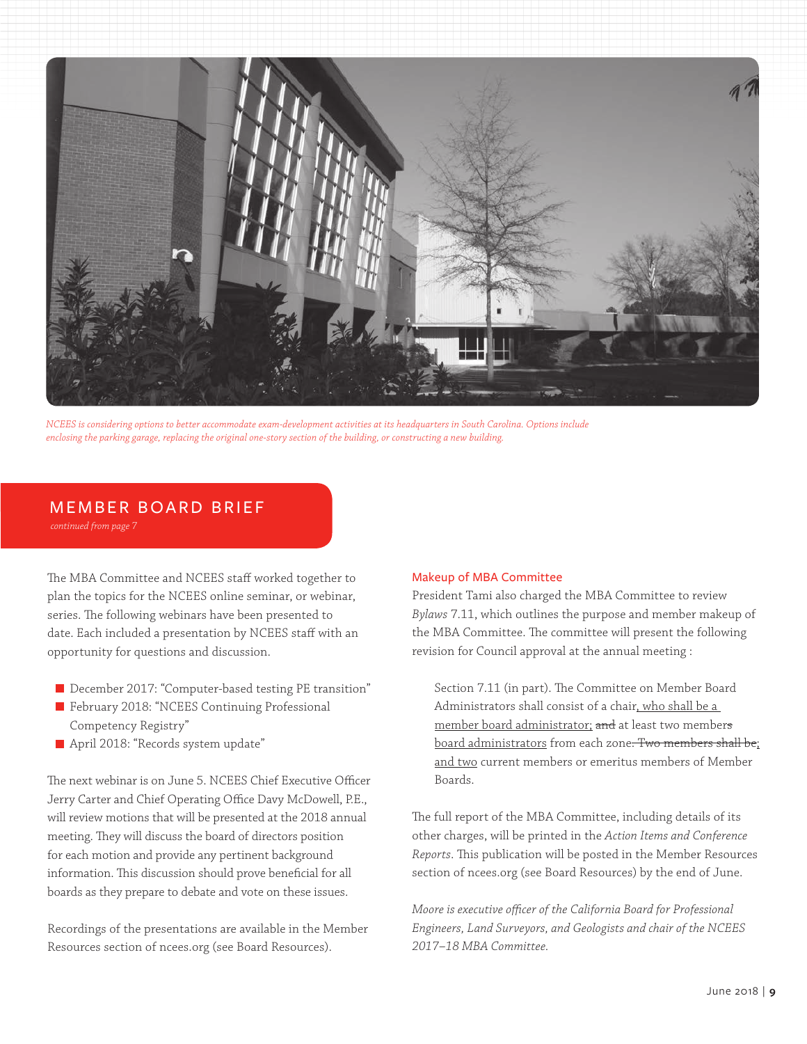*NCEES is considering options to better accommodate exam-development activities at its headquarters in South Carolina. Options include enclosing the parking garage, replacing the original one-story section of the building, or constructing a new building.*

## MEMBER BOARD BRIEF

*continued from page 7*

The MBA Committee and NCEES staff worked together to plan the topics for the NCEES online seminar, or webinar, series. The following webinars have been presented to date. Each included a presentation by NCEES staff with an opportunity for questions and discussion.

- December 2017: "Computer-based testing PE transition"
- February 2018: "NCEES Continuing Professional Competency Registry"
- April 2018: "Records system update"

The next webinar is on June 5. NCEES Chief Executive Officer Jerry Carter and Chief Operating Office Davy McDowell, P.E., will review motions that will be presented at the 2018 annual meeting. They will discuss the board of directors position for each motion and provide any pertinent background information. This discussion should prove beneficial for all boards as they prepare to debate and vote on these issues.

Recordings of the presentations are available in the Member Resources section of ncees.org (see Board Resources).

### Makeup of MBA Committee

President Tami also charged the MBA Committee to review *Bylaws* 7.11, which outlines the purpose and member makeup of the MBA Committee. The committee will present the following revision for Council approval at the annual meeting :

> Section 7.11 (in part). The Committee on Member Board Administrators shall consist of a chair<u>, who shall be a member board administrator;</u> ~~and~~ at least two member~~s~~ <u>board administrators</u> from each zone~~. Two members shall be~~<u>; and two</u> current members or emeritus members of Member Boards.

The full report of the MBA Committee, including details of its other charges, will be printed in the *Action Items and Conference Reports*. This publication will be posted in the Member Resources section of ncees.org (see Board Resources) by the end of June.

*Moore is executive officer of the California Board for Professional Engineers, Land Surveyors, and Geologists and chair of the NCEES 2017–18 MBA Committee.*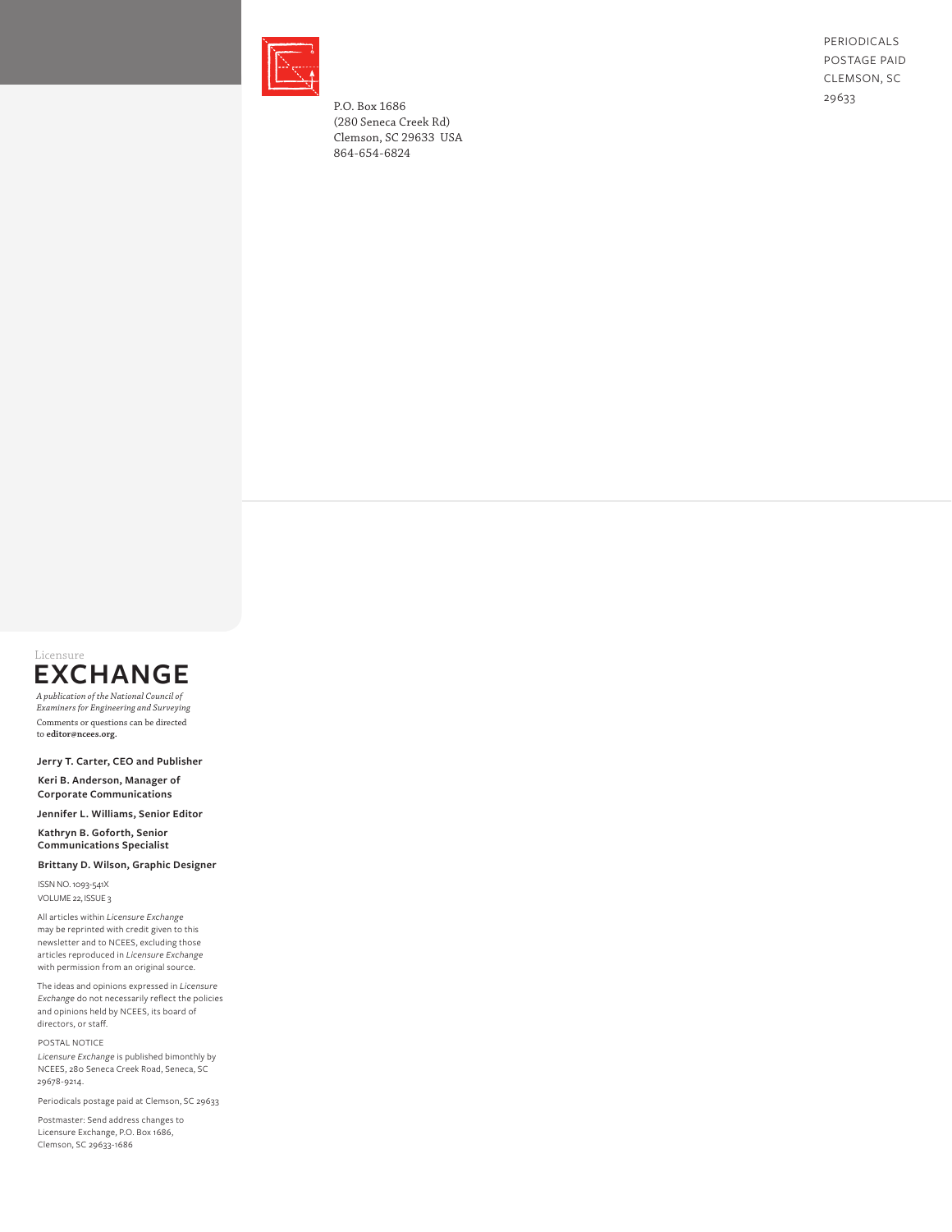P.O. Box 1686
(280 Seneca Creek Rd)
Clemson, SC 29633 USA
864-654-6824

PERIODICALS
POSTAGE PAID
CLEMSON, SC
29633

Licensure
# EXCHANGE

*A publication of the National Council of Examiners for Engineering and Surveying*

Comments or questions can be directed to **editor@ncees.org.**

**Jerry T. Carter, CEO and Publisher**

**Keri B. Anderson, Manager of Corporate Communications**

**Jennifer L. Williams, Senior Editor**

**Kathryn B. Goforth, Senior Communications Specialist**

**Brittany D. Wilson, Graphic Designer**

ISSN NO. 1093-541X
VOLUME 22, ISSUE 3

All articles within *Licensure Exchange* may be reprinted with credit given to this newsletter and to NCEES, excluding those articles reproduced in *Licensure Exchange* with permission from an original source.

The ideas and opinions expressed in *Licensure Exchange* do not necessarily reflect the policies and opinions held by NCEES, its board of directors, or staff.

POSTAL NOTICE

*Licensure Exchange* is published bimonthly by NCEES, 280 Seneca Creek Road, Seneca, SC 29678-9214.

Periodicals postage paid at Clemson, SC 29633

Postmaster: Send address changes to Licensure Exchange, P.O. Box 1686, Clemson, SC 29633-1686